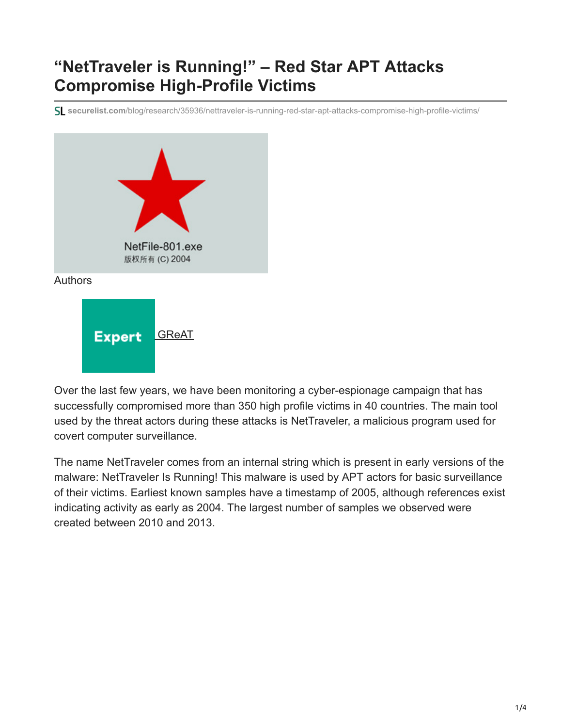# "NetTraveler is Running!" – Red Star APT Attacks Compromise High-Profile Victims

securelist.com/blog/research/35936/nettraveler-is-running-red-star-apt-attacks-compromise-high-profile-victims/

Authors

GReAT

Over the last few years, we have been monitoring a cyber-espionage campaign that has successfully compromised more than 350 high profile victims in 40 countries. The main tool used by the threat actors during these attacks is NetTraveler, a malicious program used for covert computer surveillance.

The name NetTraveler comes from an internal string which is present in early versions of the malware: NetTraveler Is Running! This malware is used by APT actors for basic surveillance of their victims. Earliest known samples have a timestamp of 2005, although references exist indicating activity as early as 2004. The largest number of samples we observed were created between 2010 and 2013.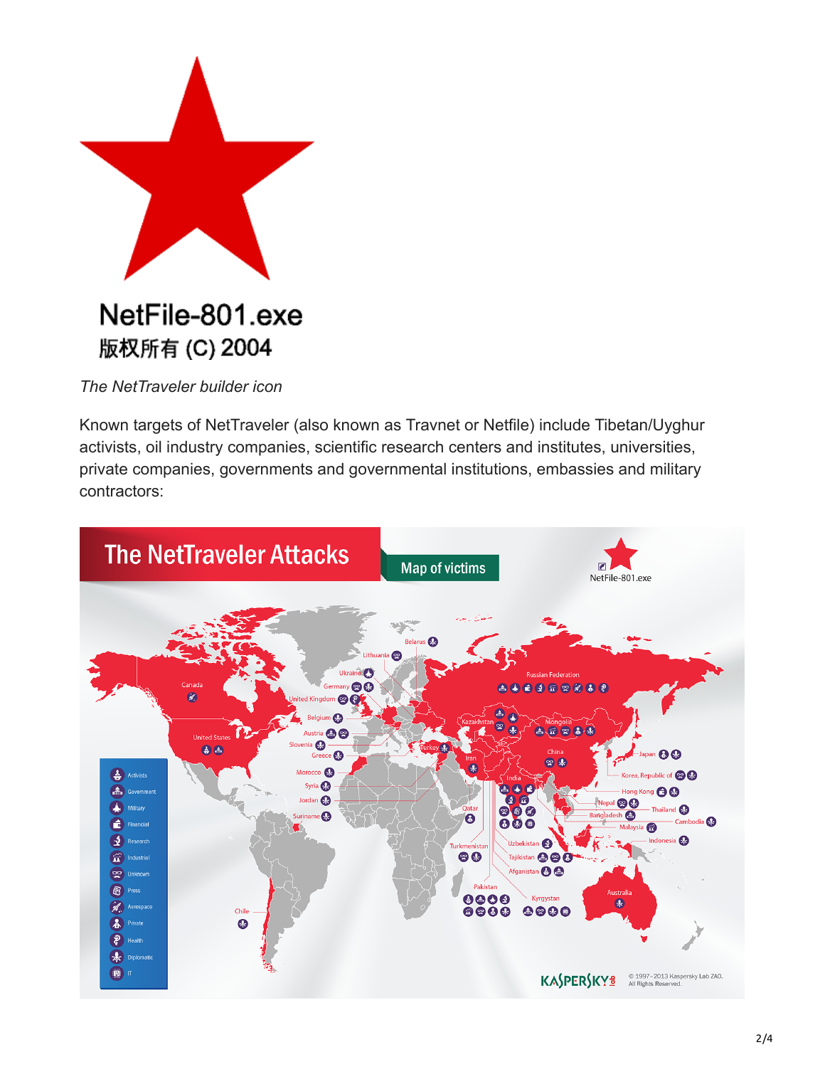NetFile-801.exe
版权所有 (C) 2004

*The NetTraveler builder icon*

Known targets of NetTraveler (also known as Travnet or Netfile) include Tibetan/Uyghur activists, oil industry companies, scientific research centers and institutes, universities, private companies, governments and governmental institutions, embassies and military contractors: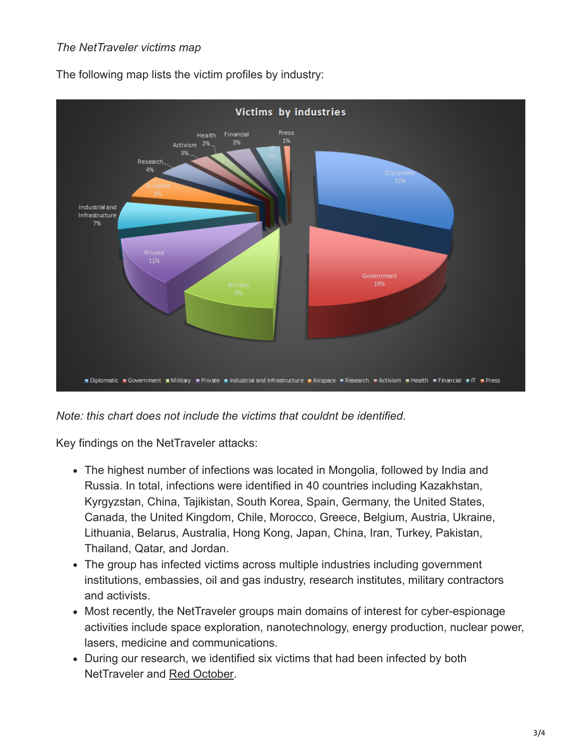*The NetTraveler victims map*

The following map lists the victim profiles by industry:

*Note: this chart does not include the victims that couldnt be identified.*

Key findings on the NetTraveler attacks:

- The highest number of infections was located in Mongolia, followed by India and Russia. In total, infections were identified in 40 countries including Kazakhstan, Kyrgyzstan, China, Tajikistan, South Korea, Spain, Germany, the United States, Canada, the United Kingdom, Chile, Morocco, Greece, Belgium, Austria, Ukraine, Lithuania, Belarus, Australia, Hong Kong, Japan, China, Iran, Turkey, Pakistan, Thailand, Qatar, and Jordan.
- The group has infected victims across multiple industries including government institutions, embassies, oil and gas industry, research institutes, military contractors and activists.
- Most recently, the NetTraveler groups main domains of interest for cyber-espionage activities include space exploration, nanotechnology, energy production, nuclear power, lasers, medicine and communications.
- During our research, we identified six victims that had been infected by both NetTraveler and Red October.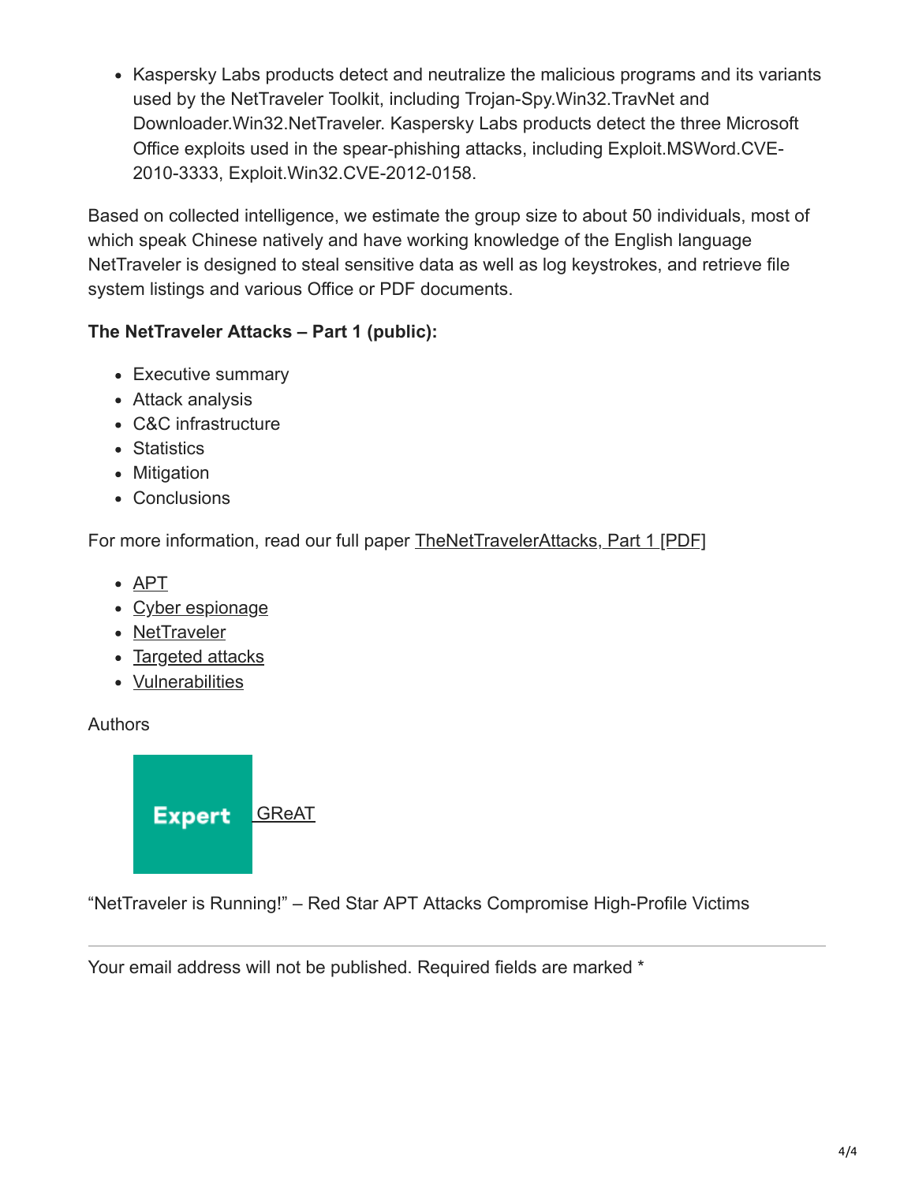- Kaspersky Labs products detect and neutralize the malicious programs and its variants used by the NetTraveler Toolkit, including Trojan-Spy.Win32.TravNet and Downloader.Win32.NetTraveler. Kaspersky Labs products detect the three Microsoft Office exploits used in the spear-phishing attacks, including Exploit.MSWord.CVE-2010-3333, Exploit.Win32.CVE-2012-0158.

Based on collected intelligence, we estimate the group size to about 50 individuals, most of which speak Chinese natively and have working knowledge of the English language NetTraveler is designed to steal sensitive data as well as log keystrokes, and retrieve file system listings and various Office or PDF documents.

**The NetTraveler Attacks – Part 1 (public):**

- Executive summary
- Attack analysis
- C&C infrastructure
- Statistics
- Mitigation
- Conclusions

For more information, read our full paper TheNetTravelerAttacks, Part 1 [PDF]

- APT
- Cyber espionage
- NetTraveler
- Targeted attacks
- Vulnerabilities

Authors

Expert GReAT

"NetTraveler is Running!" – Red Star APT Attacks Compromise High-Profile Victims

---

Your email address will not be published. Required fields are marked *